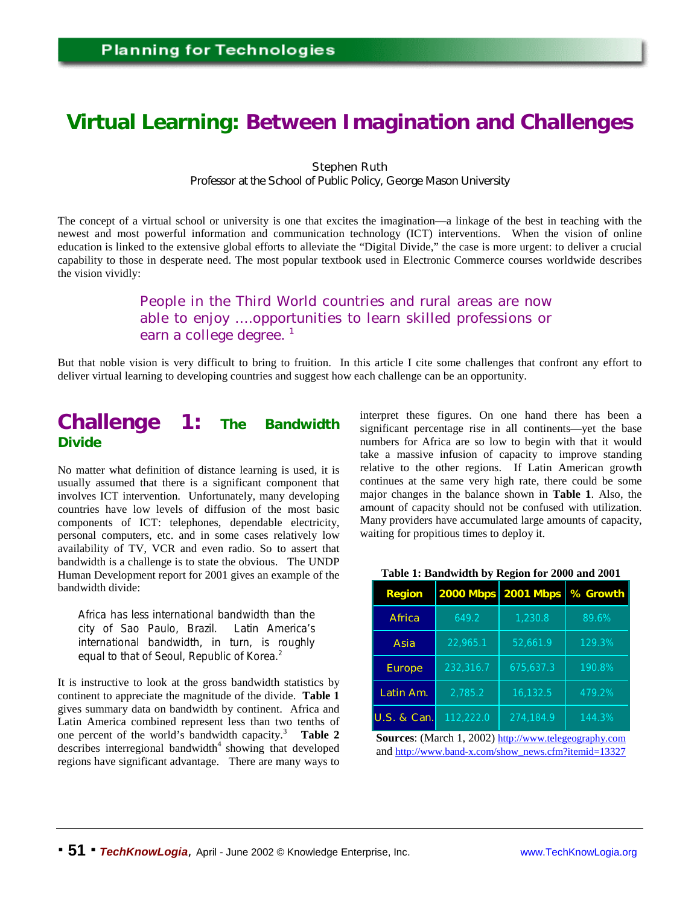# Virtual Learning: Between Imagination and Challenges

Stephen Ruth
Professor at the School of Public Policy, George Mason University

The concept of a virtual school or university is one that excites the imagination—a linkage of the best in teaching with the newest and most powerful information and communication technology (ICT) interventions. When the vision of online education is linked to the extensive global efforts to alleviate the "Digital Divide," the case is more urgent: to deliver a crucial capability to those in desperate need. The most popular textbook used in Electronic Commerce courses worldwide describes the vision vividly:

> People in the Third World countries and rural areas are now able to enjoy ....opportunities to learn skilled professions or earn a college degree. [1]

But that noble vision is very difficult to bring to fruition. In this article I cite some challenges that confront any effort to deliver virtual learning to developing countries and suggest how each challenge can be an opportunity.

## Challenge 1: The Bandwidth Divide

No matter what definition of distance learning is used, it is usually assumed that there is a significant component that involves ICT intervention. Unfortunately, many developing countries have low levels of diffusion of the most basic components of ICT: telephones, dependable electricity, personal computers, etc. and in some cases relatively low availability of TV, VCR and even radio. So to assert that bandwidth is a challenge is to state the obvious. The UNDP Human Development report for 2001 gives an example of the bandwidth divide:

> Africa has less international bandwidth than the city of Sao Paulo, Brazil. Latin America's international bandwidth, in turn, is roughly equal to that of Seoul, Republic of Korea.[2]

It is instructive to look at the gross bandwidth statistics by continent to appreciate the magnitude of the divide. **Table 1** gives summary data on bandwidth by continent. Africa and Latin America combined represent less than two tenths of one percent of the world's bandwidth capacity.[3] **Table 2** describes interregional bandwidth[4] showing that developed regions have significant advantage. There are many ways to interpret these figures. On one hand there has been a significant percentage rise in all continents—yet the base numbers for Africa are so low to begin with that it would take a massive infusion of capacity to improve standing relative to the other regions. If Latin American growth continues at the same very high rate, there could be some major changes in the balance shown in **Table 1**. Also, the amount of capacity should not be confused with utilization. Many providers have accumulated large amounts of capacity, waiting for propitious times to deploy it.

**Table 1: Bandwidth by Region for 2000 and 2001**

| Region | 2000 Mbps | 2001 Mbps | % Growth |
|---|---|---|---|
| Africa | 649.2 | 1,230.8 | 89.6% |
| Asia | 22,965.1 | 52,661.9 | 129.3% |
| Europe | 232,316.7 | 675,637.3 | 190.8% |
| Latin Am. | 2,785.2 | 16,132.5 | 479.2% |
| U.S. & Can. | 112,222.0 | 274,184.9 | 144.3% |

**Sources**: (March 1, 2002) http://www.telegeography.com and http://www.band-x.com/show_news.cfm?itemid=13327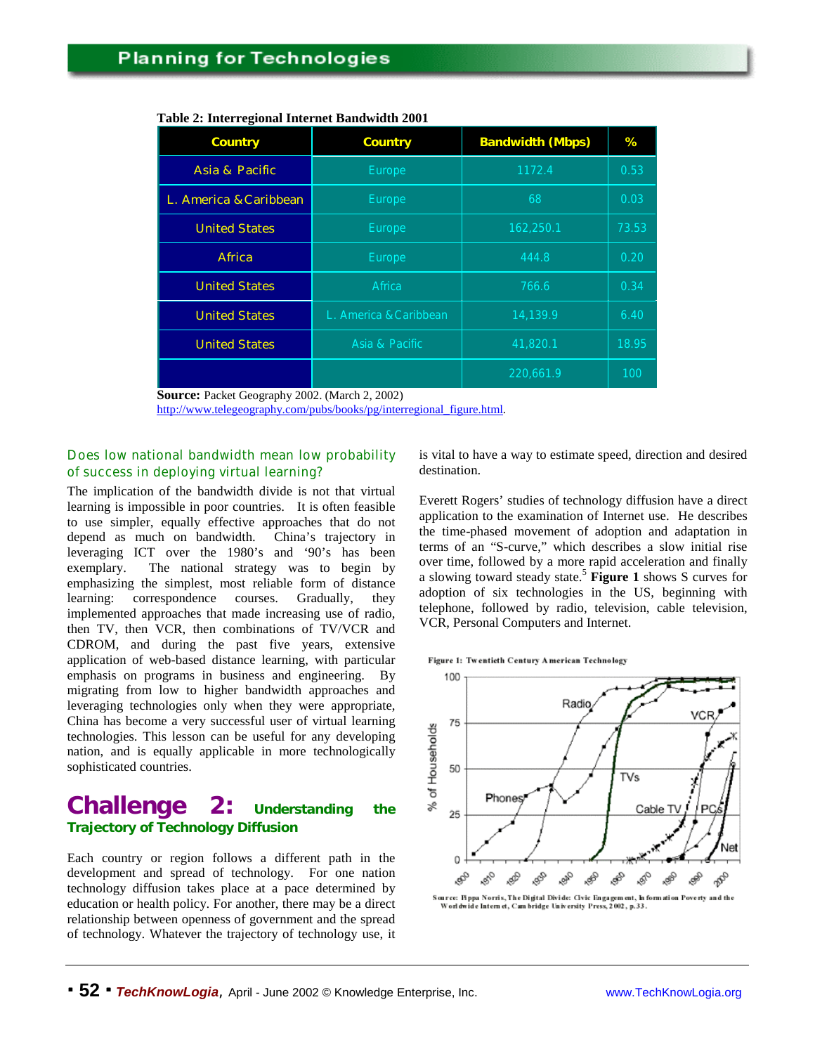**Table 2: Interregional Internet Bandwidth 2001**

| Country | Country | Bandwidth (Mbps) | % |
|---|---|---|---|
| Asia & Pacific | Europe | 1172.4 | 0.53 |
| L. America & Caribbean | Europe | 68 | 0.03 |
| United States | Europe | 162,250.1 | 73.53 |
| Africa | Europe | 444.8 | 0.20 |
| United States | Africa | 766.6 | 0.34 |
| United States | L. America & Caribbean | 14,139.9 | 6.40 |
| United States | Asia & Pacific | 41,820.1 | 18.95 |
| | | 220,661.9 | 100 |

**Source:** Packet Geography 2002. (March 2, 2002)
http://www.telegeography.com/pubs/books/pg/interregional_figure.html.

### Does low national bandwidth mean low probability of success in deploying virtual learning?

The implication of the bandwidth divide is not that virtual learning is impossible in poor countries. It is often feasible to use simpler, equally effective approaches that do not depend as much on bandwidth. China's trajectory in leveraging ICT over the 1980's and '90's has been exemplary. The national strategy was to begin by emphasizing the simplest, most reliable form of distance learning: correspondence courses. Gradually, they implemented approaches that made increasing use of radio, then TV, then VCR, then combinations of TV/VCR and CDROM, and during the past five years, extensive application of web-based distance learning, with particular emphasis on programs in business and engineering. By migrating from low to higher bandwidth approaches and leveraging technologies only when they were appropriate, China has become a very successful user of virtual learning technologies. This lesson can be useful for any developing nation, and is equally applicable in more technologically sophisticated countries.

## Challenge 2: Understanding the Trajectory of Technology Diffusion

Each country or region follows a different path in the development and spread of technology. For one nation technology diffusion takes place at a pace determined by education or health policy. For another, there may be a direct relationship between openness of government and the spread of technology. Whatever the trajectory of technology use, it is vital to have a way to estimate speed, direction and desired destination.

Everett Rogers' studies of technology diffusion have a direct application to the examination of Internet use. He describes the time-phased movement of adoption and adaptation in terms of an "S-curve," which describes a slow initial rise over time, followed by a more rapid acceleration and finally a slowing toward steady state.[5] **Figure 1** shows S curves for adoption of six technologies in the US, beginning with telephone, followed by radio, television, cable television, VCR, Personal Computers and Internet.

**Figure 1: Twentieth Century American Technology**

Source: Pippa Norris, The Digital Divide: Civic Engagement, Information Poverty and the Worldwide Internet, Cambridge University Press, 2002, p.33.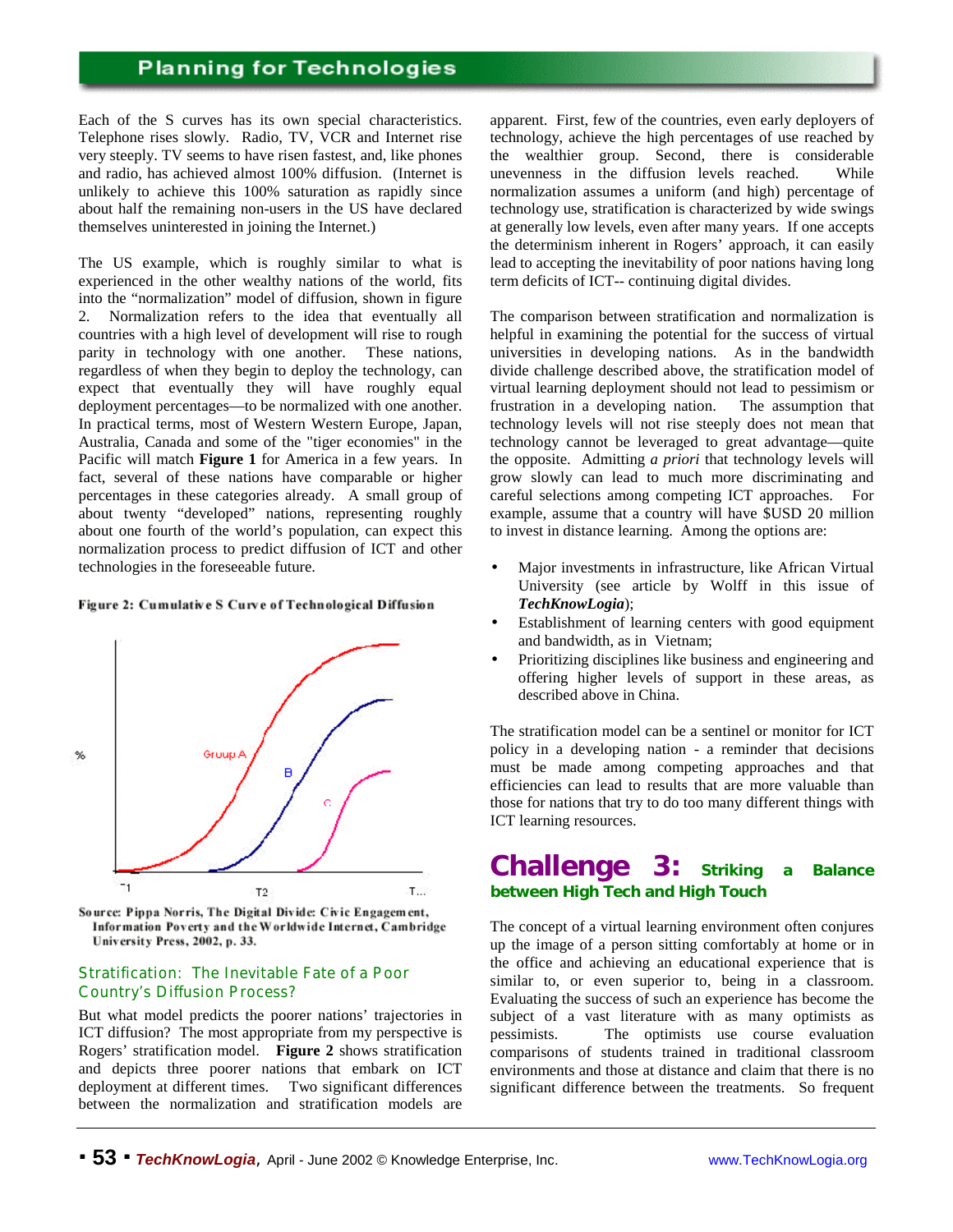Each of the S curves has its own special characteristics. Telephone rises slowly. Radio, TV, VCR and Internet rise very steeply. TV seems to have risen fastest, and, like phones and radio, has achieved almost 100% diffusion. (Internet is unlikely to achieve this 100% saturation as rapidly since about half the remaining non-users in the US have declared themselves uninterested in joining the Internet.)

The US example, which is roughly similar to what is experienced in the other wealthy nations of the world, fits into the "normalization" model of diffusion, shown in figure 2. Normalization refers to the idea that eventually all countries with a high level of development will rise to rough parity in technology with one another. These nations, regardless of when they begin to deploy the technology, can expect that eventually they will have roughly equal deployment percentages—to be normalized with one another. In practical terms, most of Western Western Europe, Japan, Australia, Canada and some of the "tiger economies" in the Pacific will match **Figure 1** for America in a few years. In fact, several of these nations have comparable or higher percentages in these categories already. A small group of about twenty "developed" nations, representing roughly about one fourth of the world's population, can expect this normalization process to predict diffusion of ICT and other technologies in the foreseeable future.

**Figure 2: Cumulative S Curve of Technological Diffusion**

Source: Pippa Norris, The Digital Divide: Civic Engagement, Information Poverty and the Worldwide Internet, Cambridge University Press, 2002, p. 33.

### Stratification: The Inevitable Fate of a Poor Country's Diffusion Process?

But what model predicts the poorer nations' trajectories in ICT diffusion? The most appropriate from my perspective is Rogers' stratification model. **Figure 2** shows stratification and depicts three poorer nations that embark on ICT deployment at different times. Two significant differences between the normalization and stratification models are apparent. First, few of the countries, even early deployers of technology, achieve the high percentages of use reached by the wealthier group. Second, there is considerable unevenness in the diffusion levels reached. While normalization assumes a uniform (and high) percentage of technology use, stratification is characterized by wide swings at generally low levels, even after many years. If one accepts the determinism inherent in Rogers' approach, it can easily lead to accepting the inevitability of poor nations having long term deficits of ICT-- continuing digital divides.

The comparison between stratification and normalization is helpful in examining the potential for the success of virtual universities in developing nations. As in the bandwidth divide challenge described above, the stratification model of virtual learning deployment should not lead to pessimism or frustration in a developing nation. The assumption that technology levels will not rise steeply does not mean that technology cannot be leveraged to great advantage—quite the opposite. Admitting *a priori* that technology levels will grow slowly can lead to much more discriminating and careful selections among competing ICT approaches. For example, assume that a country will have $USD 20 million to invest in distance learning. Among the options are:

- Major investments in infrastructure, like African Virtual University (see article by Wolff in this issue of ***TechKnowLogia***);
- Establishment of learning centers with good equipment and bandwidth, as in Vietnam;
- Prioritizing disciplines like business and engineering and offering higher levels of support in these areas, as described above in China.

The stratification model can be a sentinel or monitor for ICT policy in a developing nation - a reminder that decisions must be made among competing approaches and that efficiencies can lead to results that are more valuable than those for nations that try to do too many different things with ICT learning resources.

## Challenge 3: Striking a Balance between High Tech and High Touch

The concept of a virtual learning environment often conjures up the image of a person sitting comfortably at home or in the office and achieving an educational experience that is similar to, or even superior to, being in a classroom. Evaluating the success of such an experience has become the subject of a vast literature with as many optimists as pessimists. The optimists use course evaluation comparisons of students trained in traditional classroom environments and those at distance and claim that there is no significant difference between the treatments. So frequent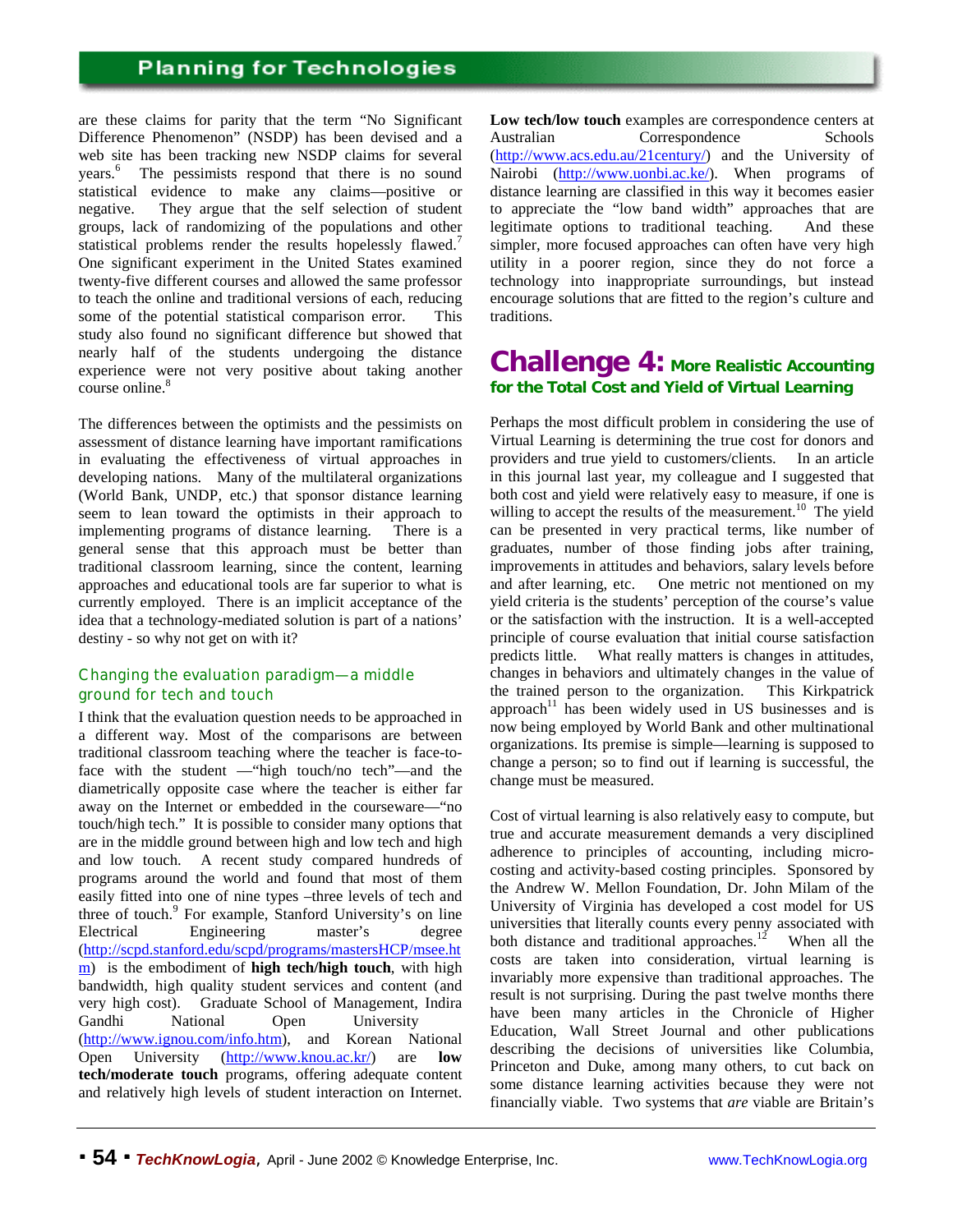are these claims for parity that the term "No Significant Difference Phenomenon" (NSDP) has been devised and a web site has been tracking new NSDP claims for several years.[6] The pessimists respond that there is no sound statistical evidence to make any claims—positive or negative. They argue that the self selection of student groups, lack of randomizing of the populations and other statistical problems render the results hopelessly flawed.[7] One significant experiment in the United States examined twenty-five different courses and allowed the same professor to teach the online and traditional versions of each, reducing some of the potential statistical comparison error. This study also found no significant difference but showed that nearly half of the students undergoing the distance experience were not very positive about taking another course online.[8]

The differences between the optimists and the pessimists on assessment of distance learning have important ramifications in evaluating the effectiveness of virtual approaches in developing nations. Many of the multilateral organizations (World Bank, UNDP, etc.) that sponsor distance learning seem to lean toward the optimists in their approach to implementing programs of distance learning. There is a general sense that this approach must be better than traditional classroom learning, since the content, learning approaches and educational tools are far superior to what is currently employed. There is an implicit acceptance of the idea that a technology-mediated solution is part of a nations' destiny - so why not get on with it?

### Changing the evaluation paradigm—a middle ground for tech and touch

I think that the evaluation question needs to be approached in a different way. Most of the comparisons are between traditional classroom teaching where the teacher is face-to-face with the student —"high touch/no tech"—and the diametrically opposite case where the teacher is either far away on the Internet or embedded in the courseware—"no touch/high tech." It is possible to consider many options that are in the middle ground between high and low tech and high and low touch. A recent study compared hundreds of programs around the world and found that most of them easily fitted into one of nine types –three levels of tech and three of touch.[9] For example, Stanford University's on line Electrical Engineering master's degree (http://scpd.stanford.edu/scpd/programs/mastersHCP/msee.htm) is the embodiment of **high tech/high touch**, with high bandwidth, high quality student services and content (and very high cost). Graduate School of Management, Indira Gandhi National Open University (http://www.ignou.com/info.htm), and Korean National Open University (http://www.knou.ac.kr/) are **low tech/moderate touch** programs, offering adequate content and relatively high levels of student interaction on Internet. **Low tech/low touch** examples are correspondence centers at Australian Correspondence Schools (http://www.acs.edu.au/21century/) and the University of Nairobi (http://www.uonbi.ac.ke/). When programs of distance learning are classified in this way it becomes easier to appreciate the "low band width" approaches that are legitimate options to traditional teaching. And these simpler, more focused approaches can often have very high utility in a poorer region, since they do not force a technology into inappropriate surroundings, but instead encourage solutions that are fitted to the region's culture and traditions.

## Challenge 4: More Realistic Accounting for the Total Cost and Yield of Virtual Learning

Perhaps the most difficult problem in considering the use of Virtual Learning is determining the true cost for donors and providers and true yield to customers/clients. In an article in this journal last year, my colleague and I suggested that both cost and yield were relatively easy to measure, if one is willing to accept the results of the measurement.[10] The yield can be presented in very practical terms, like number of graduates, number of those finding jobs after training, improvements in attitudes and behaviors, salary levels before and after learning, etc. One metric not mentioned on my yield criteria is the students' perception of the course's value or the satisfaction with the instruction. It is a well-accepted principle of course evaluation that initial course satisfaction predicts little. What really matters is changes in attitudes, changes in behaviors and ultimately changes in the value of the trained person to the organization. This Kirkpatrick approach[11] has been widely used in US businesses and is now being employed by World Bank and other multinational organizations. Its premise is simple—learning is supposed to change a person; so to find out if learning is successful, the change must be measured.

Cost of virtual learning is also relatively easy to compute, but true and accurate measurement demands a very disciplined adherence to principles of accounting, including micro-costing and activity-based costing principles. Sponsored by the Andrew W. Mellon Foundation, Dr. John Milam of the University of Virginia has developed a cost model for US universities that literally counts every penny associated with both distance and traditional approaches.[12] When all the costs are taken into consideration, virtual learning is invariably more expensive than traditional approaches. The result is not surprising. During the past twelve months there have been many articles in the Chronicle of Higher Education, Wall Street Journal and other publications describing the decisions of universities like Columbia, Princeton and Duke, among many others, to cut back on some distance learning activities because they were not financially viable. Two systems that *are* viable are Britain's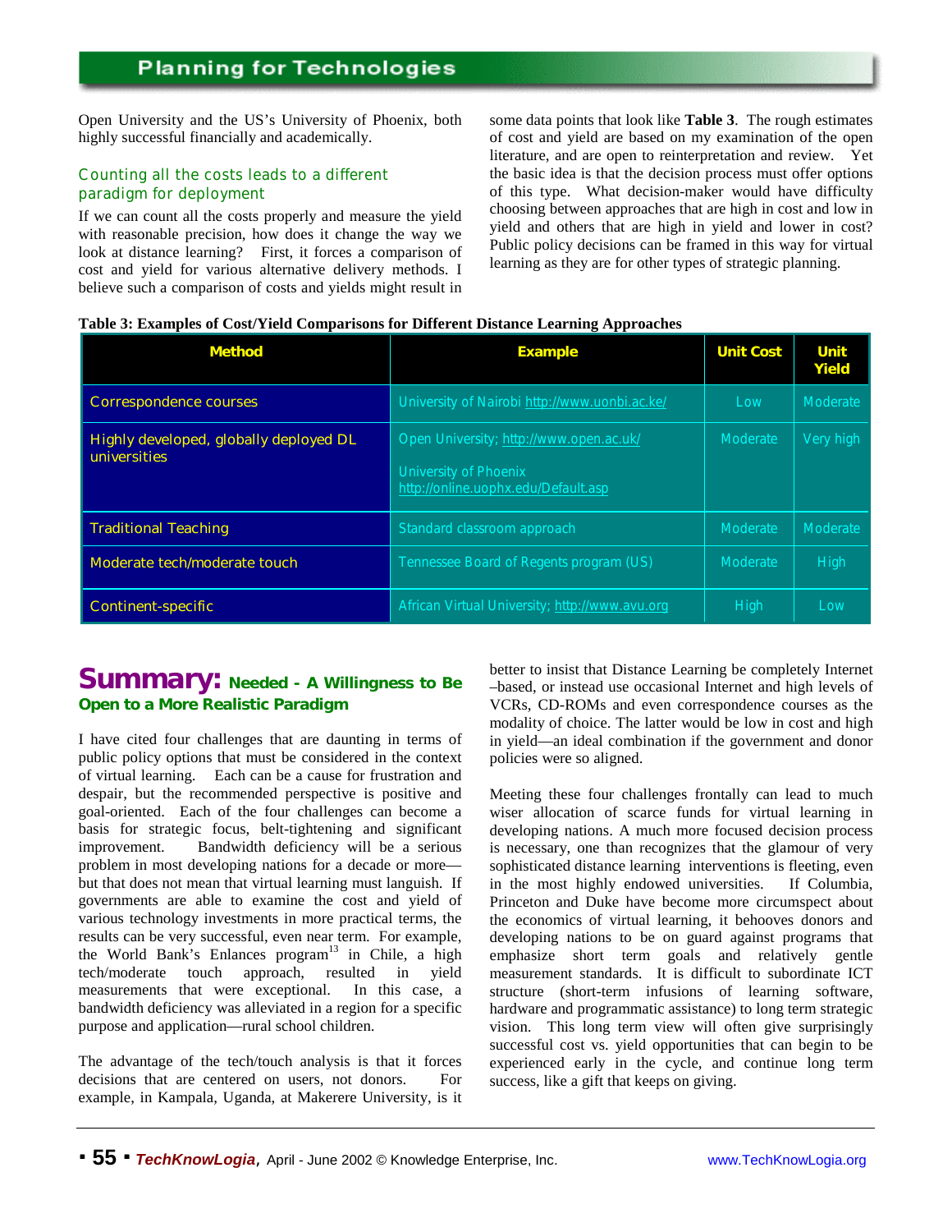Open University and the US's University of Phoenix, both highly successful financially and academically.

### Counting all the costs leads to a different paradigm for deployment

If we can count all the costs properly and measure the yield with reasonable precision, how does it change the way we look at distance learning? First, it forces a comparison of cost and yield for various alternative delivery methods. I believe such a comparison of costs and yields might result in some data points that look like **Table 3**. The rough estimates of cost and yield are based on my examination of the open literature, and are open to reinterpretation and review. Yet the basic idea is that the decision process must offer options of this type. What decision-maker would have difficulty choosing between approaches that are high in cost and low in yield and others that are high in yield and lower in cost? Public policy decisions can be framed in this way for virtual learning as they are for other types of strategic planning.

**Table 3: Examples of Cost/Yield Comparisons for Different Distance Learning Approaches**

| Method | Example | Unit Cost | Unit Yield |
|---|---|---|---|
| Correspondence courses | University of Nairobi http://www.uonbi.ac.ke/ | Low | Moderate |
| Highly developed, globally deployed DL universities | Open University; http://www.open.ac.uk/ University of Phoenix http://online.uophx.edu/Default.asp | Moderate | Very high |
| Traditional Teaching | Standard classroom approach | Moderate | Moderate |
| Moderate tech/moderate touch | Tennessee Board of Regents program (US) | Moderate | High |
| Continent-specific | African Virtual University; http://www.avu.org | High | Low |

## Summary: Needed - A Willingness to Be Open to a More Realistic Paradigm

I have cited four challenges that are daunting in terms of public policy options that must be considered in the context of virtual learning. Each can be a cause for frustration and despair, but the recommended perspective is positive and goal-oriented. Each of the four challenges can become a basis for strategic focus, belt-tightening and significant improvement. Bandwidth deficiency will be a serious problem in most developing nations for a decade or more—but that does not mean that virtual learning must languish. If governments are able to examine the cost and yield of various technology investments in more practical terms, the results can be very successful, even near term. For example, the World Bank's Enlances program[13] in Chile, a high tech/moderate touch approach, resulted in yield measurements that were exceptional. In this case, a bandwidth deficiency was alleviated in a region for a specific purpose and application—rural school children.

The advantage of the tech/touch analysis is that it forces decisions that are centered on users, not donors. For example, in Kampala, Uganda, at Makerere University, is it better to insist that Distance Learning be completely Internet –based, or instead use occasional Internet and high levels of VCRs, CD-ROMs and even correspondence courses as the modality of choice. The latter would be low in cost and high in yield—an ideal combination if the government and donor policies were so aligned.

Meeting these four challenges frontally can lead to much wiser allocation of scarce funds for virtual learning in developing nations. A much more focused decision process is necessary, one than recognizes that the glamour of very sophisticated distance learning interventions is fleeting, even in the most highly endowed universities. If Columbia, Princeton and Duke have become more circumspect about the economics of virtual learning, it behooves donors and developing nations to be on guard against programs that emphasize short term goals and relatively gentle measurement standards. It is difficult to subordinate ICT structure (short-term infusions of learning software, hardware and programmatic assistance) to long term strategic vision. This long term view will often give surprisingly successful cost vs. yield opportunities that can begin to be experienced early in the cycle, and continue long term success, like a gift that keeps on giving.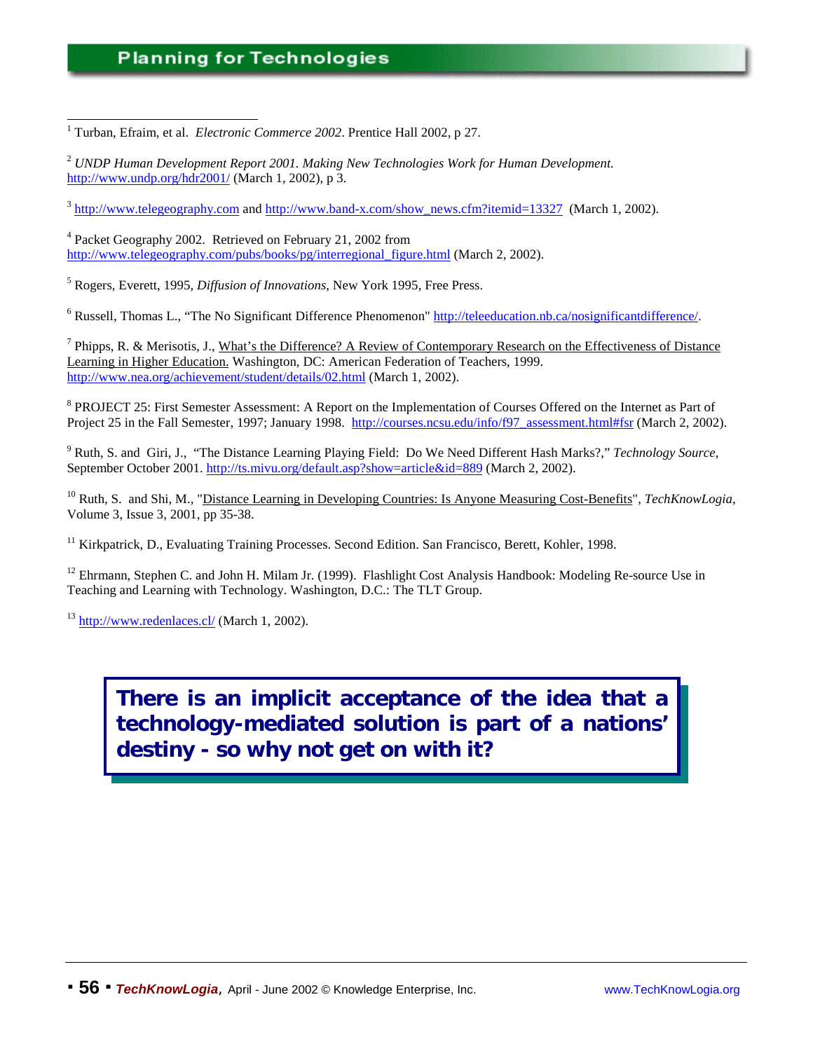[1] Turban, Efraim, et al. *Electronic Commerce 2002*. Prentice Hall 2002, p 27.

[2] *UNDP Human Development Report 2001. Making New Technologies Work for Human Development.* http://www.undp.org/hdr2001/ (March 1, 2002), p 3.

[3] http://www.telegeography.com and http://www.band-x.com/show_news.cfm?itemid=13327 (March 1, 2002).

[4] Packet Geography 2002. Retrieved on February 21, 2002 from http://www.telegeography.com/pubs/books/pg/interregional_figure.html (March 2, 2002).

[5] Rogers, Everett, 1995, *Diffusion of Innovations*, New York 1995, Free Press.

[6] Russell, Thomas L., "The No Significant Difference Phenomenon" http://teleeducation.nb.ca/nosignificantdifference/.

[7] Phipps, R. & Merisotis, J., What's the Difference? A Review of Contemporary Research on the Effectiveness of Distance Learning in Higher Education. Washington, DC: American Federation of Teachers, 1999. http://www.nea.org/achievement/student/details/02.html (March 1, 2002).

[8] PROJECT 25: First Semester Assessment: A Report on the Implementation of Courses Offered on the Internet as Part of Project 25 in the Fall Semester, 1997; January 1998. http://courses.ncsu.edu/info/f97_assessment.html#fsr (March 2, 2002).

[9] Ruth, S. and Giri, J., "The Distance Learning Playing Field: Do We Need Different Hash Marks?," *Technology Source*, September October 2001. http://ts.mivu.org/default.asp?show=article&id=889 (March 2, 2002).

[10] Ruth, S. and Shi, M., "Distance Learning in Developing Countries: Is Anyone Measuring Cost-Benefits", *TechKnowLogia*, Volume 3, Issue 3, 2001, pp 35-38.

[11] Kirkpatrick, D., Evaluating Training Processes. Second Edition. San Francisco, Berett, Kohler, 1998.

[12] Ehrmann, Stephen C. and John H. Milam Jr. (1999). Flashlight Cost Analysis Handbook: Modeling Re-source Use in Teaching and Learning with Technology. Washington, D.C.: The TLT Group.

[13] http://www.redenlaces.cl/ (March 1, 2002).

**There is an implicit acceptance of the idea that a technology-mediated solution is part of a nations' destiny - so why not get on with it?**